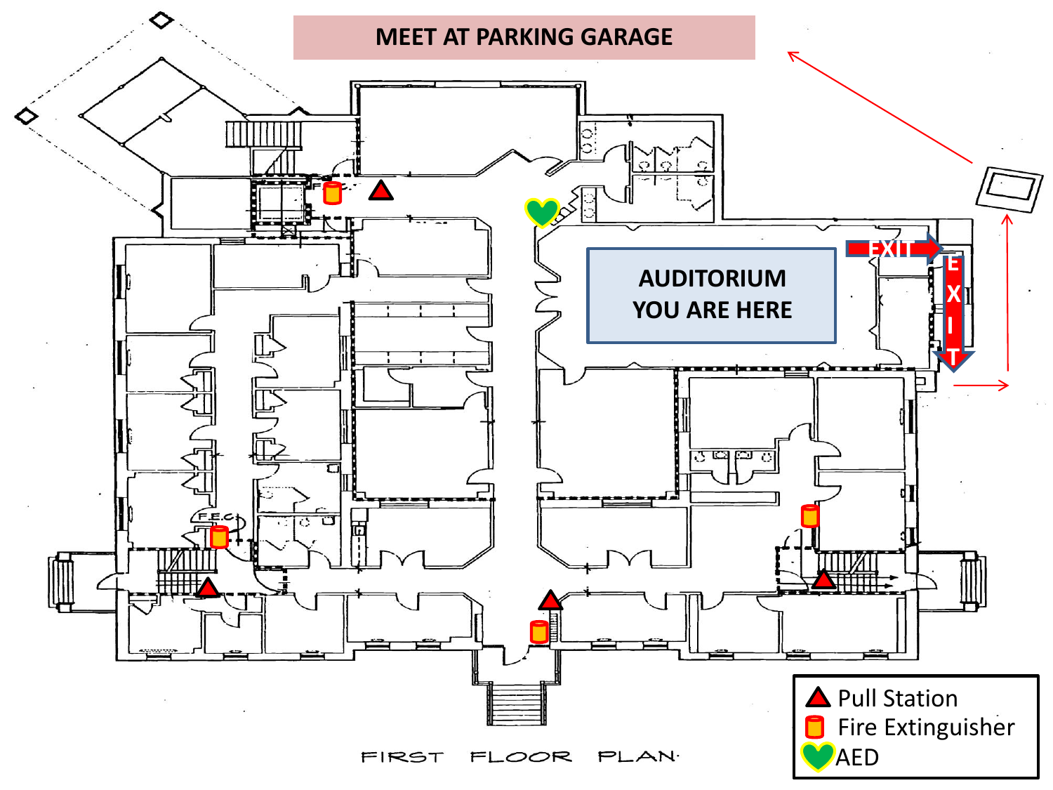# MEET AT PARKING GARAGE

AUDITORIUM
YOU ARE HERE

EXIT

EXIT

F.E.C.

FIRST FLOOR PLAN

- Pull Station
- Fire Extinguisher
- AED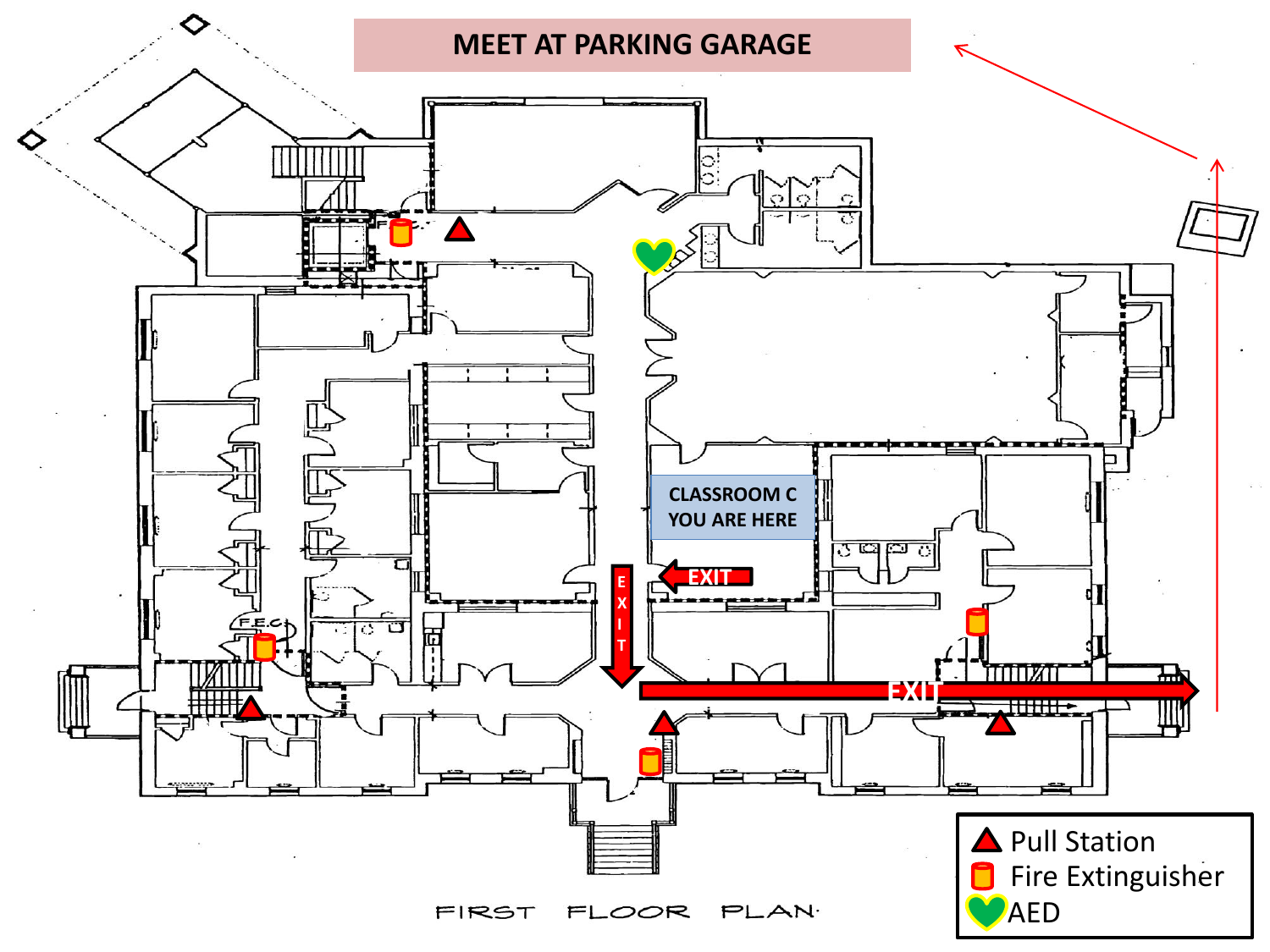# MEET AT PARKING GARAGE

CLASSROOM C
YOU ARE HERE

EXIT

EXIT

EXIT

F.E.C.

- Pull Station
- Fire Extinguisher
- AED

FIRST FLOOR PLAN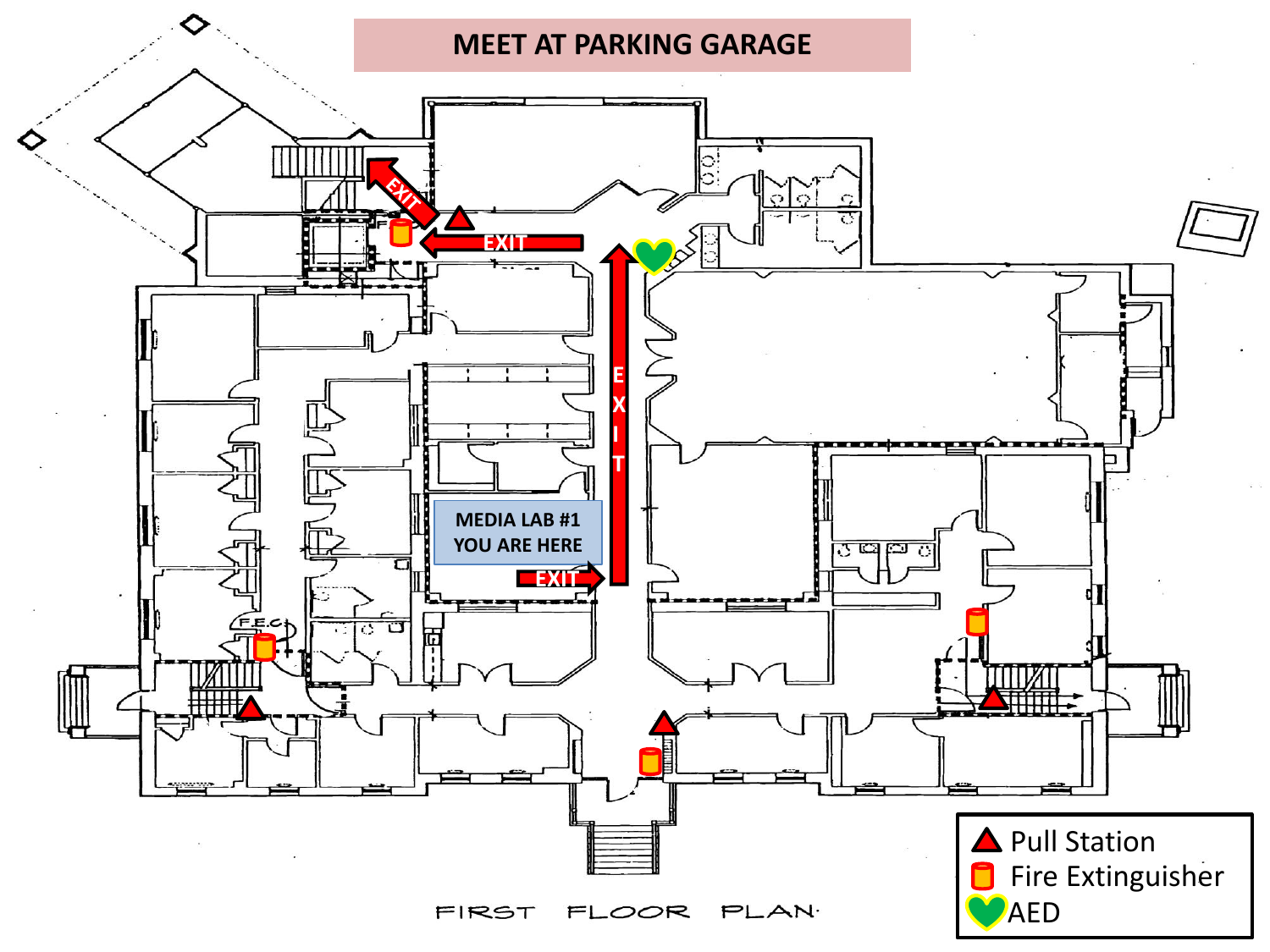# MEET AT PARKING GARAGE

MEDIA LAB #1
YOU ARE HERE

EXIT

EXIT

EXIT

EXIT

F.E.C.

FIRST FLOOR PLAN

- Pull Station
- Fire Extinguisher
- AED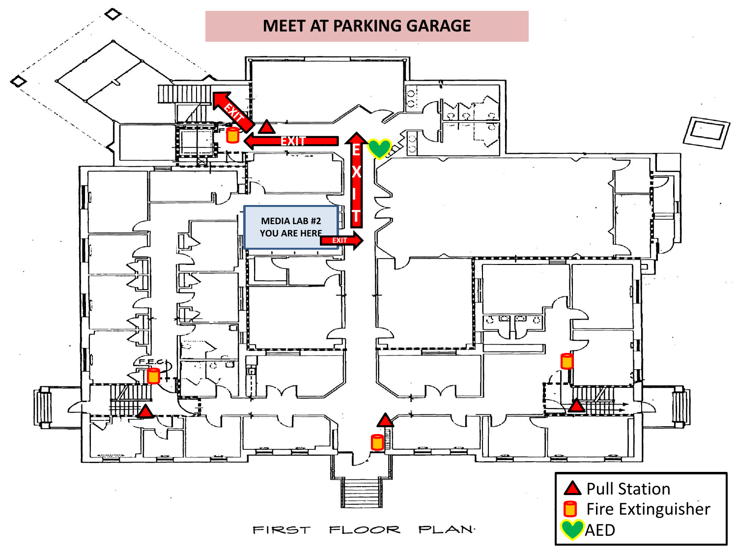# MEET AT PARKING GARAGE

MEDIA LAB #2
YOU ARE HERE

EXIT

EXIT

EXIT

EXIT

F.E.C.

FIRST FLOOR PLAN

| Legend |
| --- |
| Pull Station |
| Fire Extinguisher |
| AED |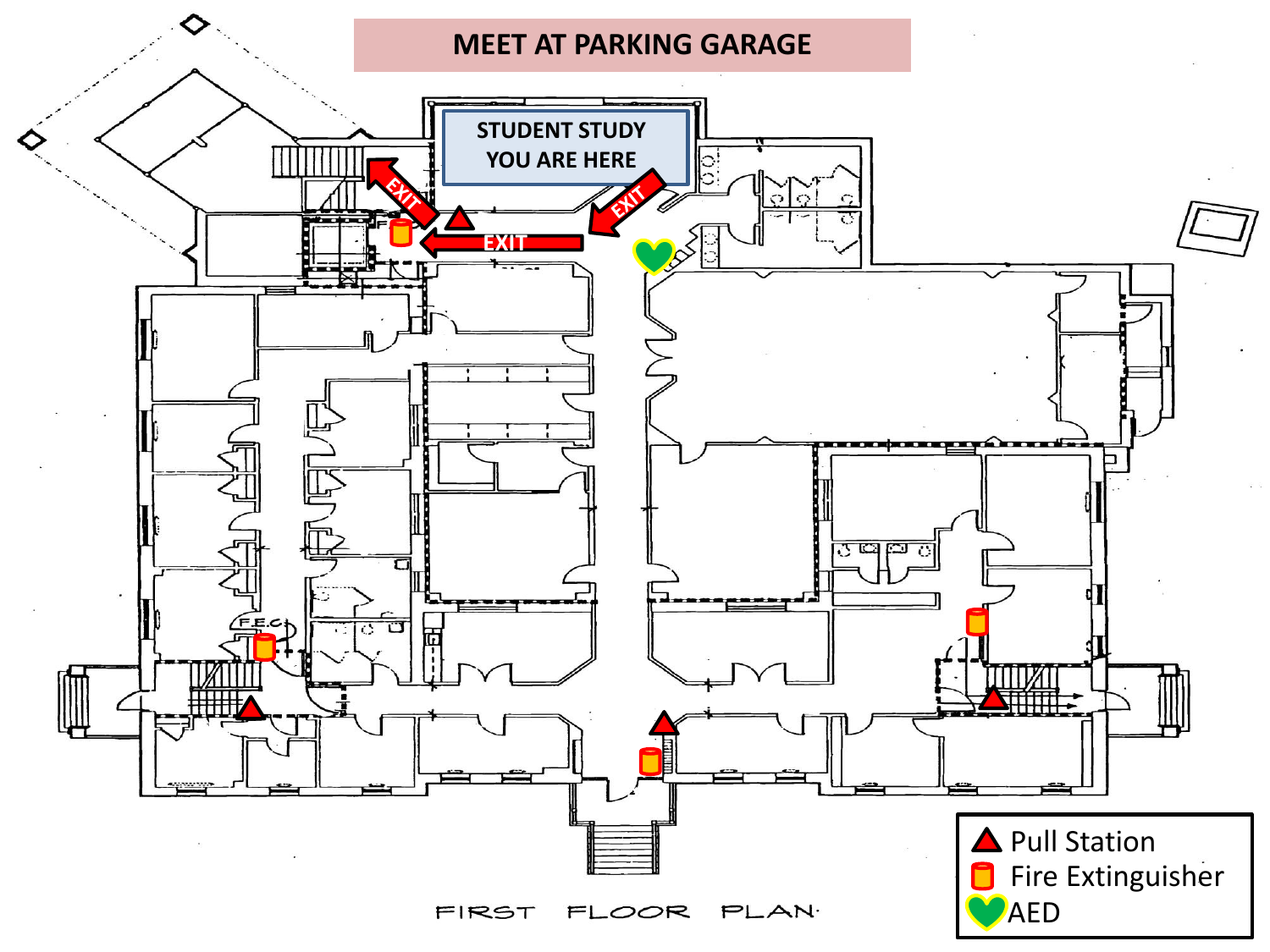# MEET AT PARKING GARAGE

STUDENT STUDY
YOU ARE HERE

EXIT

EXIT

EXIT

F.E.C.

- Pull Station
- Fire Extinguisher
- AED

FIRST FLOOR PLAN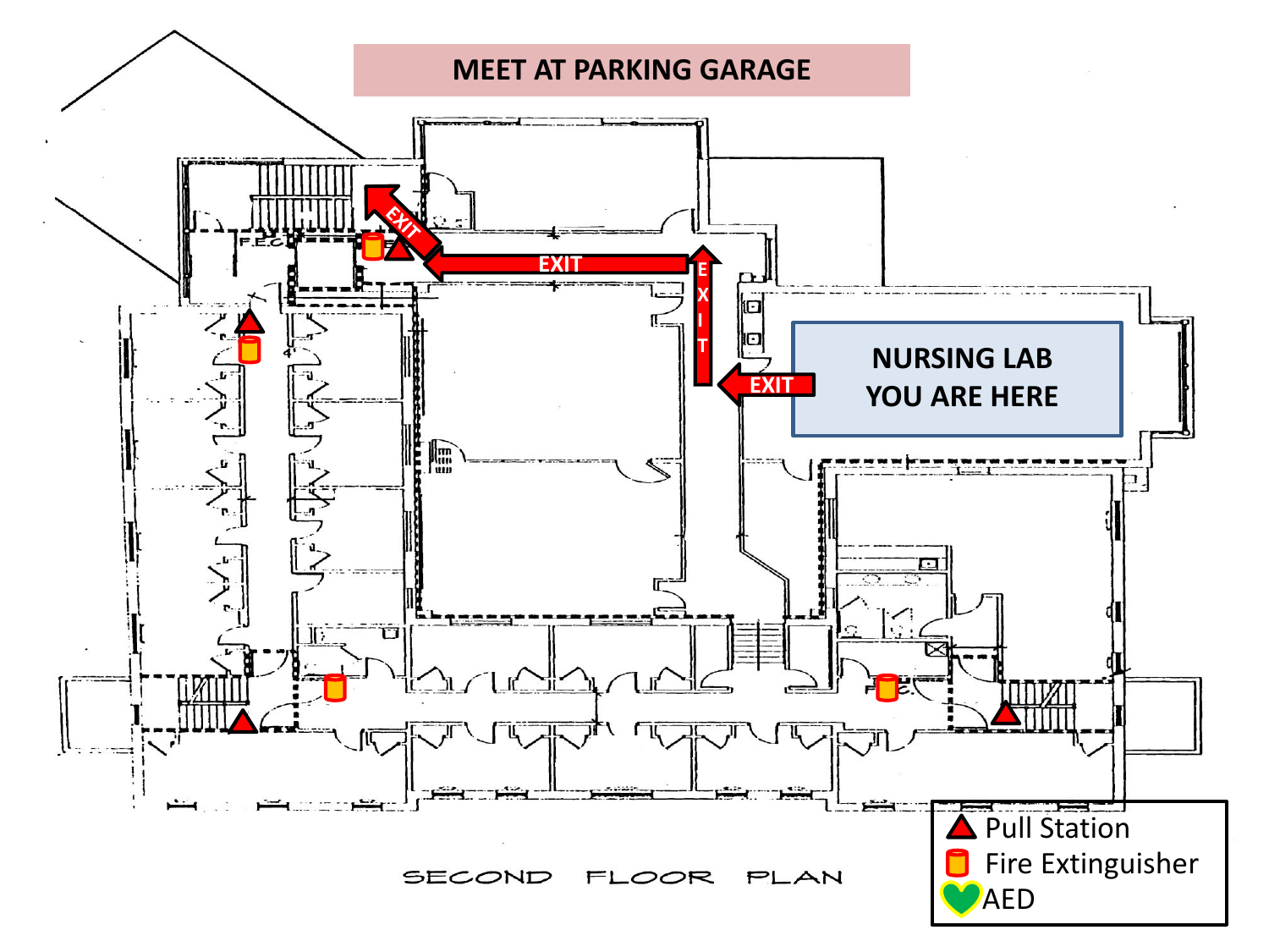# MEET AT PARKING GARAGE

**NURSING LAB**
**YOU ARE HERE**

EXIT

EXIT

EXIT

EXIT

F.E.C.

F.E.C.

SECOND FLOOR PLAN

- Pull Station
- Fire Extinguisher
- AED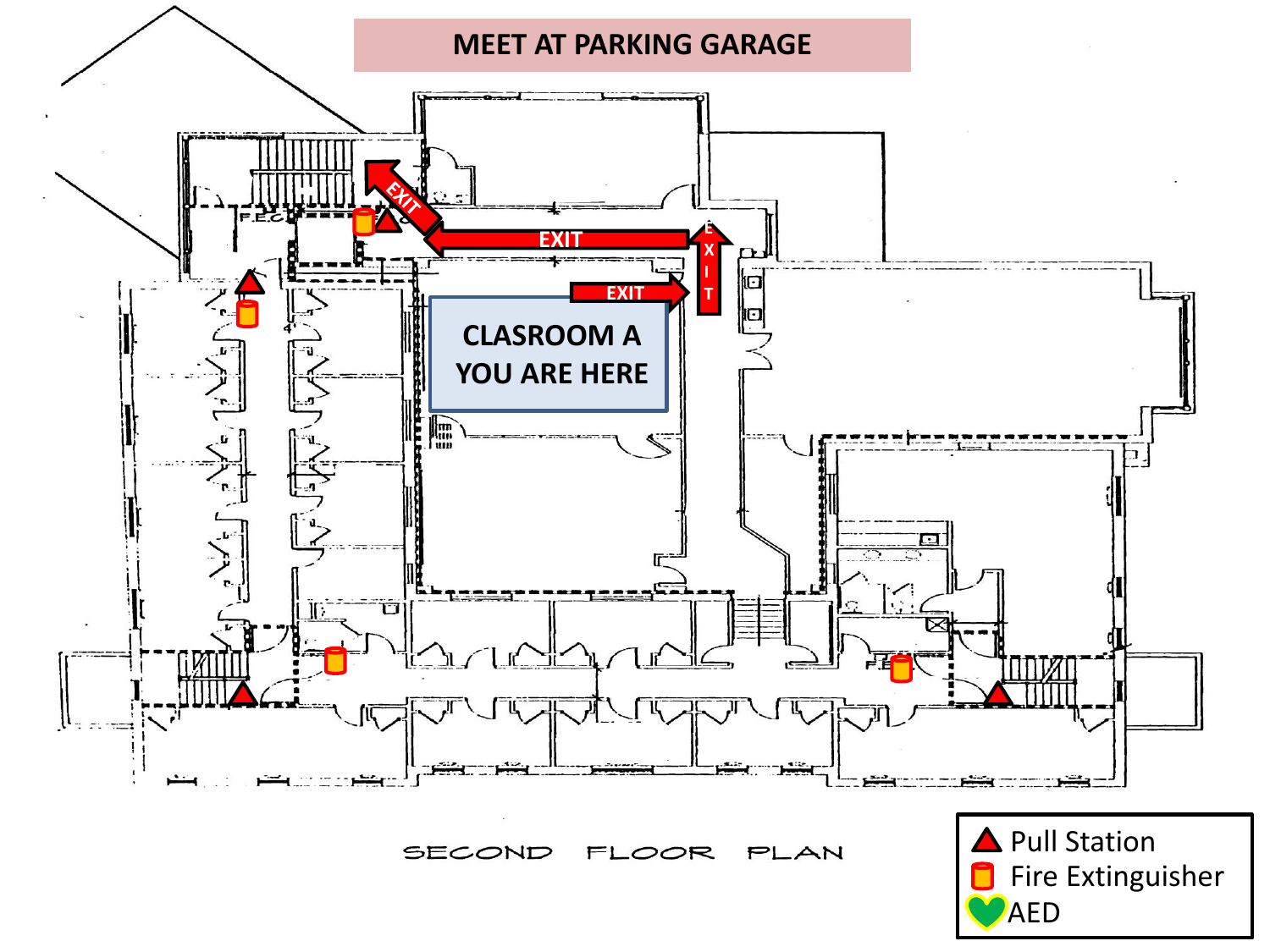# MEET AT PARKING GARAGE

EXIT

EXIT

EXIT

EXIT

CLASROOM A
YOU ARE HERE

F.E.C.

SECOND FLOOR PLAN

- Pull Station
- Fire Extinguisher
- AED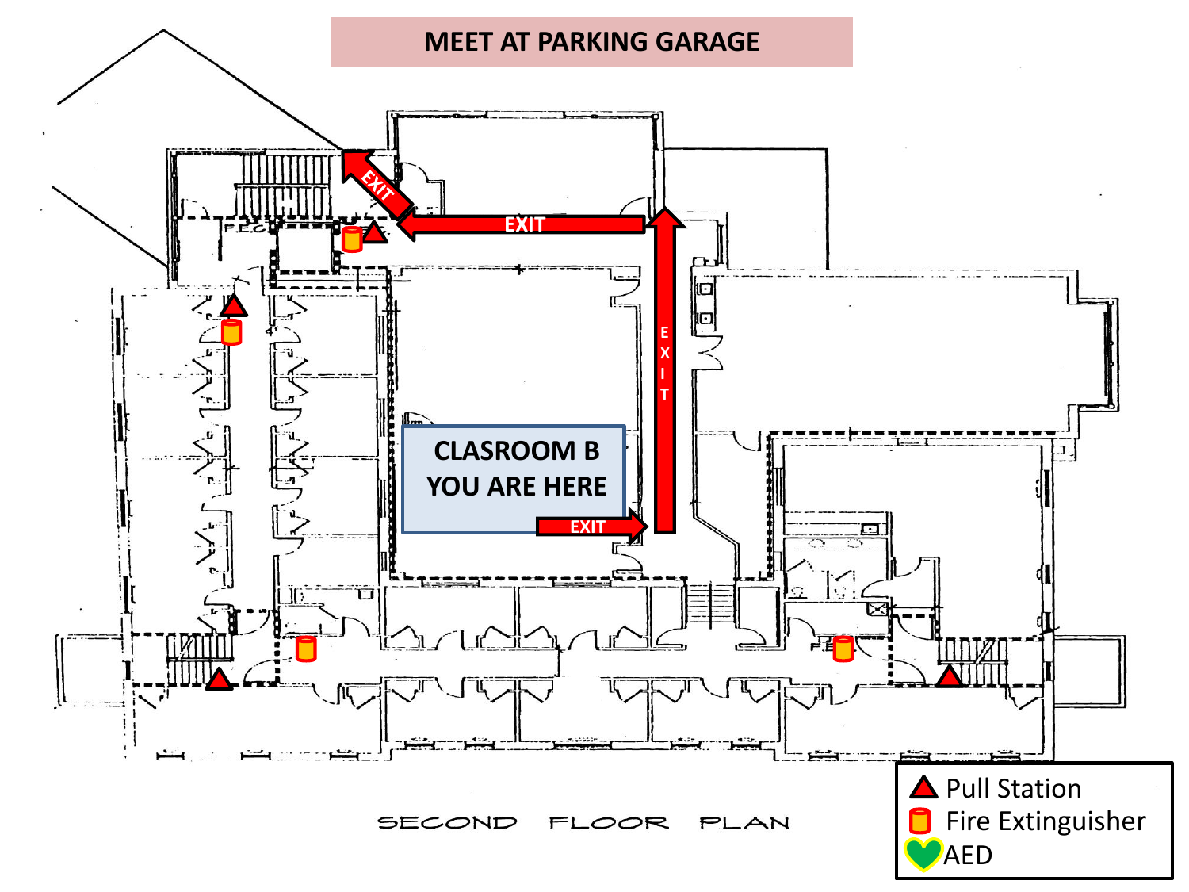# MEET AT PARKING GARAGE

CLASROOM B
YOU ARE HERE

EXIT

EXIT

EXIT

EXIT

F.E.C.

SECOND FLOOR PLAN

- Pull Station
- Fire Extinguisher
- AED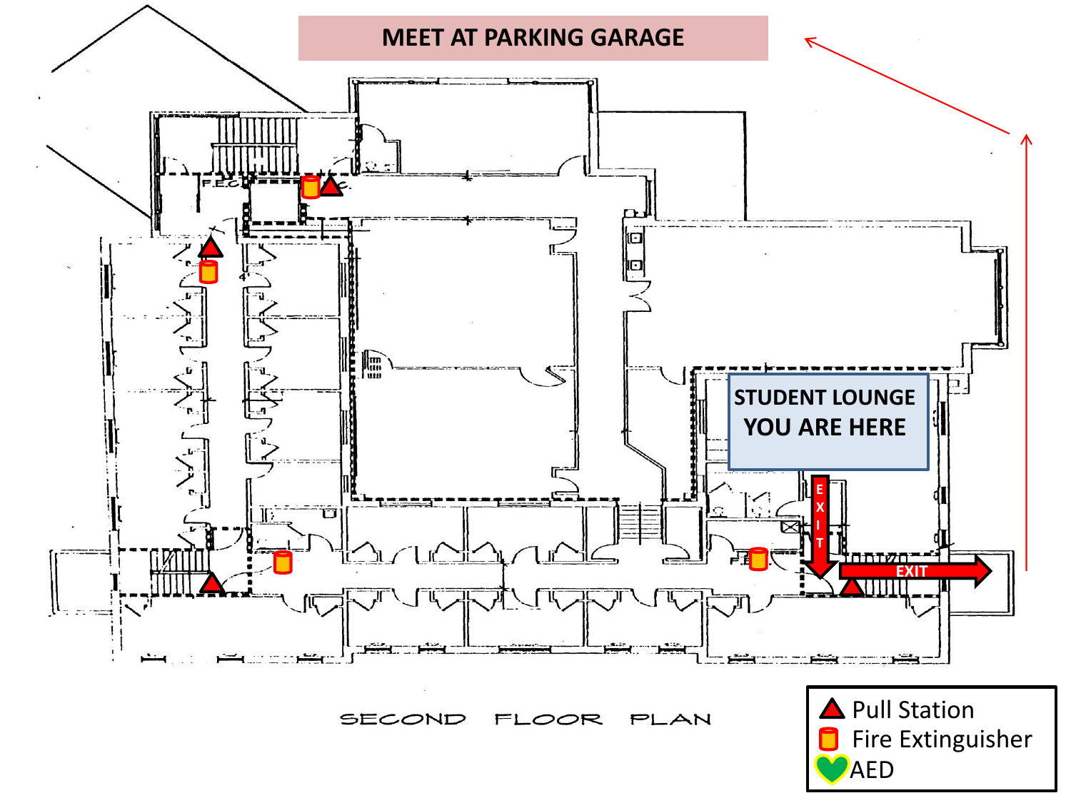# MEET AT PARKING GARAGE

STUDENT LOUNGE
YOU ARE HERE

EXIT

EXIT

SECOND FLOOR PLAN

- Pull Station
- Fire Extinguisher
- AED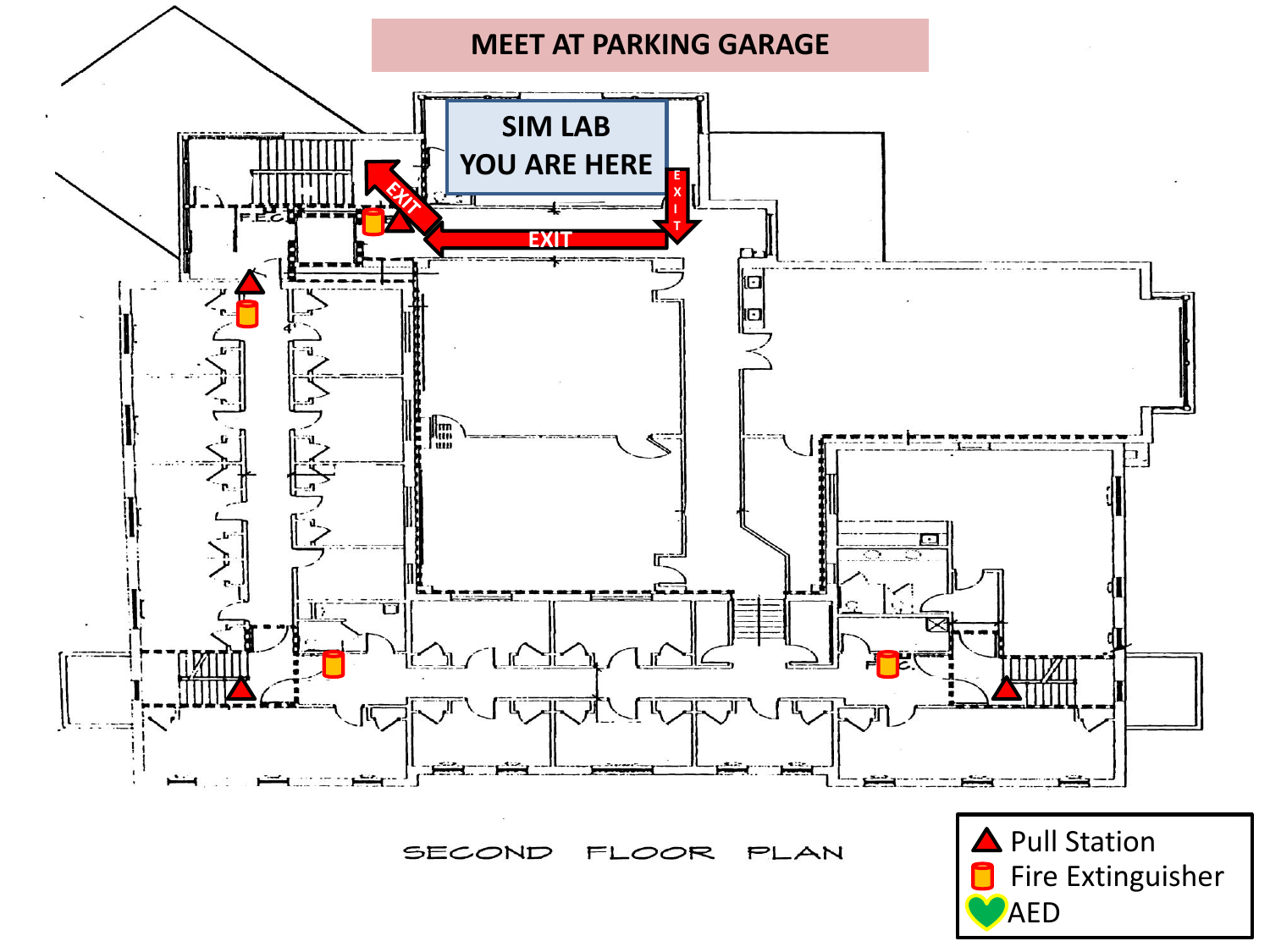# MEET AT PARKING GARAGE

SIM LAB
YOU ARE HERE

EXIT

EXIT

EXIT

F.E.C.

F.E.C.

SECOND FLOOR PLAN

- Pull Station
- Fire Extinguisher
- AED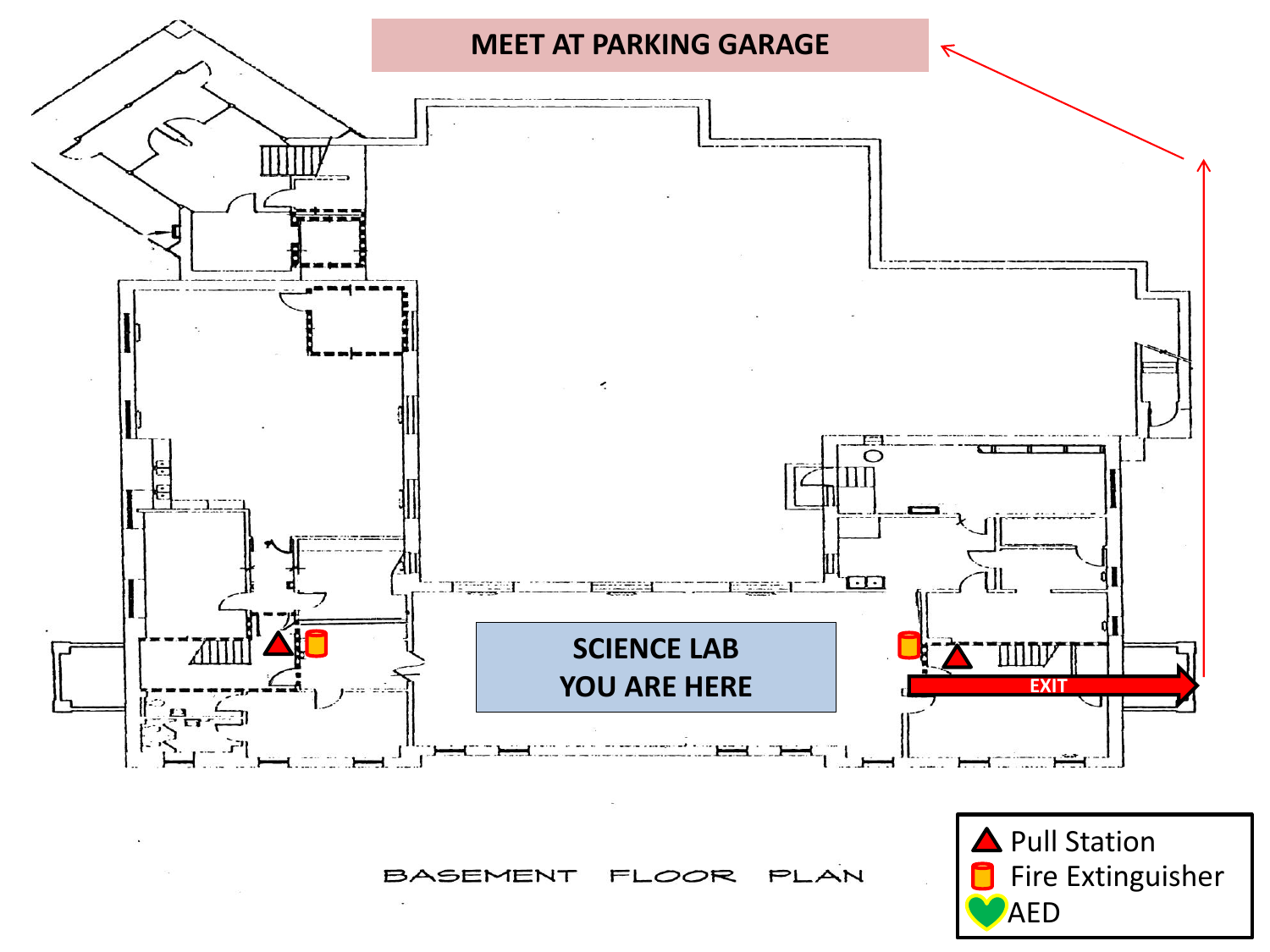MEET AT PARKING GARAGE

SCIENCE LAB
YOU ARE HERE

EXIT

BASEMENT FLOOR PLAN

Pull Station
Fire Extinguisher
AED